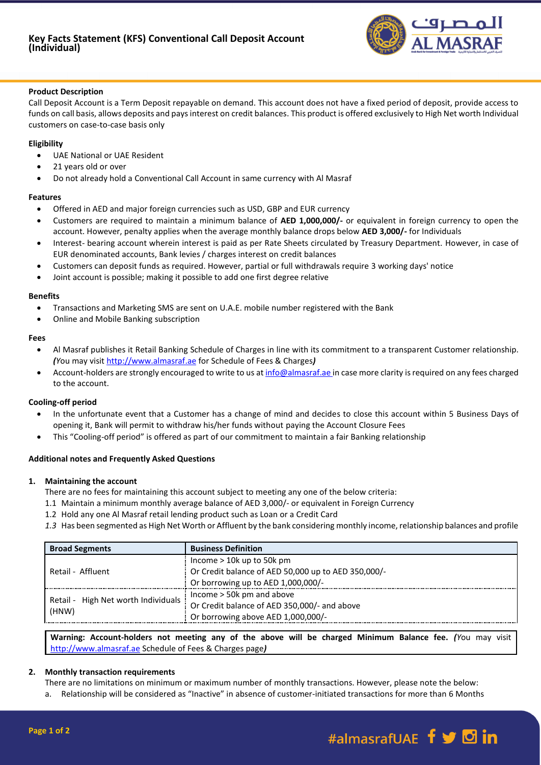# Key Facts Statement (KFS) Conventional Call Deposit Account (Individual)

**Product Description**

Call Deposit Account is a Term Deposit repayable on demand. This account does not have a fixed period of deposit, provide access to funds on call basis, allows deposits and pays interest on credit balances. This product is offered exclusively to High Net worth Individual customers on case-to-case basis only

**Eligibility**

- UAE National or UAE Resident
- 21 years old or over
- Do not already hold a Conventional Call Account in same currency with Al Masraf

**Features**

- Offered in AED and major foreign currencies such as USD, GBP and EUR currency
- Customers are required to maintain a minimum balance of **AED 1,000,000/-** or equivalent in foreign currency to open the account. However, penalty applies when the average monthly balance drops below **AED 3,000/-** for Individuals
- Interest- bearing account wherein interest is paid as per Rate Sheets circulated by Treasury Department. However, in case of EUR denominated accounts, Bank levies / charges interest on credit balances
- Customers can deposit funds as required. However, partial or full withdrawals require 3 working days' notice
- Joint account is possible; making it possible to add one first degree relative

**Benefits**

- Transactions and Marketing SMS are sent on U.A.E. mobile number registered with the Bank
- Online and Mobile Banking subscription

**Fees**

- Al Masraf publishes it Retail Banking Schedule of Charges in line with its commitment to a transparent Customer relationship. ***(****You may visit http://www.almasraf.ae for Schedule of Fees & Charges**)***
- Account-holders are strongly encouraged to write to us at info@almasraf.ae in case more clarity is required on any fees charged to the account.

**Cooling-off period**

- In the unfortunate event that a Customer has a change of mind and decides to close this account within 5 Business Days of opening it, Bank will permit to withdraw his/her funds without paying the Account Closure Fees
- This "Cooling-off period" is offered as part of our commitment to maintain a fair Banking relationship

**Additional notes and Frequently Asked Questions**

1. **Maintaining the account**

   There are no fees for maintaining this account subject to meeting any one of the below criteria:

   1.1 Maintain a minimum monthly average balance of AED 3,000/- or equivalent in Foreign Currency

   1.2 Hold any one Al Masraf retail lending product such as Loan or a Credit Card

   *1.3* Has been segmented as High Net Worth or Affluent by the bank considering monthly income, relationship balances and profile

| Broad Segments | Business Definition |
|---|---|
| Retail - Affluent | Income > 10k up to 50k pm<br>Or Credit balance of AED 50,000 up to AED 350,000/-<br>Or borrowing up to AED 1,000,000/- |
| Retail - High Net worth Individuals (HNW) | Income > 50k pm and above<br>Or Credit balance of AED 350,000/- and above<br>Or borrowing above AED 1,000,000/- |

**Warning: Account-holders not meeting any of the above will be charged Minimum Balance fee. *(****You may visit http://www.almasraf.ae Schedule of Fees & Charges page**)***

2. **Monthly transaction requirements**

   There are no limitations on minimum or maximum number of monthly transactions. However, please note the below:

   a. Relationship will be considered as "Inactive" in absence of customer-initiated transactions for more than 6 Months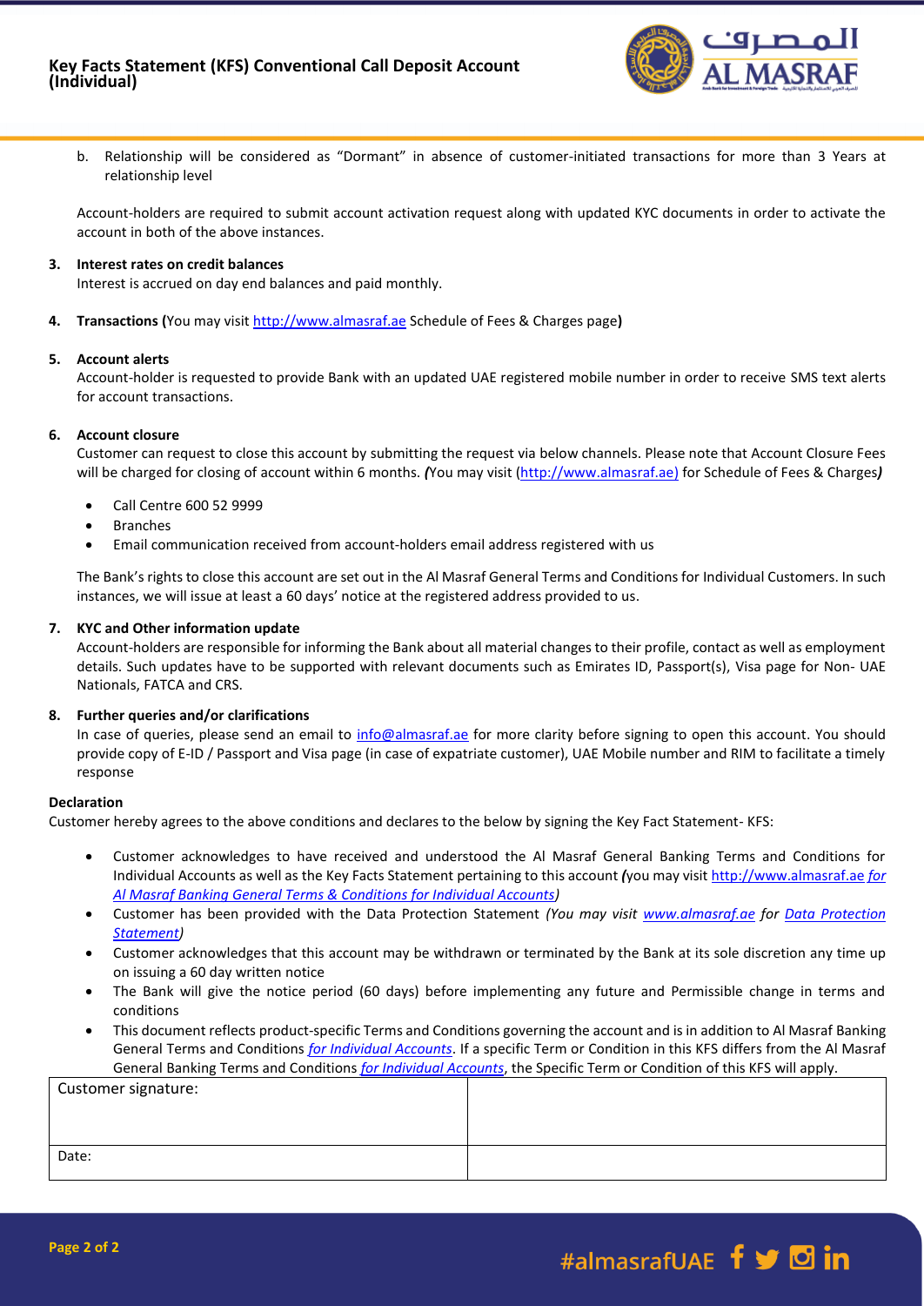b. Relationship will be considered as "Dormant" in absence of customer-initiated transactions for more than 3 Years at relationship level

Account-holders are required to submit account activation request along with updated KYC documents in order to activate the account in both of the above instances.

3. **Interest rates on credit balances**
   Interest is accrued on day end balances and paid monthly.

4. **Transactions (**You may visit http://www.almasraf.ae Schedule of Fees & Charges page**)**

5. **Account alerts**
   Account-holder is requested to provide Bank with an updated UAE registered mobile number in order to receive SMS text alerts for account transactions.

6. **Account closure**
   Customer can request to close this account by submitting the request via below channels. Please note that Account Closure Fees will be charged for closing of account within 6 months. ***(**You may visit (http://www.almasraf.ae) for Schedule of Fees & Charges**)***

   - Call Centre 600 52 9999
   - Branches
   - Email communication received from account-holders email address registered with us

   The Bank's rights to close this account are set out in the Al Masraf General Terms and Conditions for Individual Customers. In such instances, we will issue at least a 60 days' notice at the registered address provided to us.

7. **KYC and Other information update**
   Account-holders are responsible for informing the Bank about all material changes to their profile, contact as well as employment details. Such updates have to be supported with relevant documents such as Emirates ID, Passport(s), Visa page for Non- UAE Nationals, FATCA and CRS.

8. **Further queries and/or clarifications**
   In case of queries, please send an email to info@almasraf.ae for more clarity before signing to open this account. You should provide copy of E-ID / Passport and Visa page (in case of expatriate customer), UAE Mobile number and RIM to facilitate a timely response

**Declaration**

Customer hereby agrees to the above conditions and declares to the below by signing the Key Fact Statement- KFS:

- Customer acknowledges to have received and understood the Al Masraf General Banking Terms and Conditions for Individual Accounts as well as the Key Facts Statement pertaining to this account ***(***you may visit http://www.almasraf.ae *for Al Masraf Banking General Terms & Conditions for Individual Accounts)*
- Customer has been provided with the Data Protection Statement *(You may visit www.almasraf.ae for Data Protection Statement)*
- Customer acknowledges that this account may be withdrawn or terminated by the Bank at its sole discretion any time up on issuing a 60 day written notice
- The Bank will give the notice period (60 days) before implementing any future and Permissible change in terms and conditions
- This document reflects product-specific Terms and Conditions governing the account and is in addition to Al Masraf Banking General Terms and Conditions *for Individual Accounts*. If a specific Term or Condition in this KFS differs from the Al Masraf General Banking Terms and Conditions *for Individual Accounts*, the Specific Term or Condition of this KFS will apply.

| | |
|---|---|
| Customer signature: | |
| Date: | |